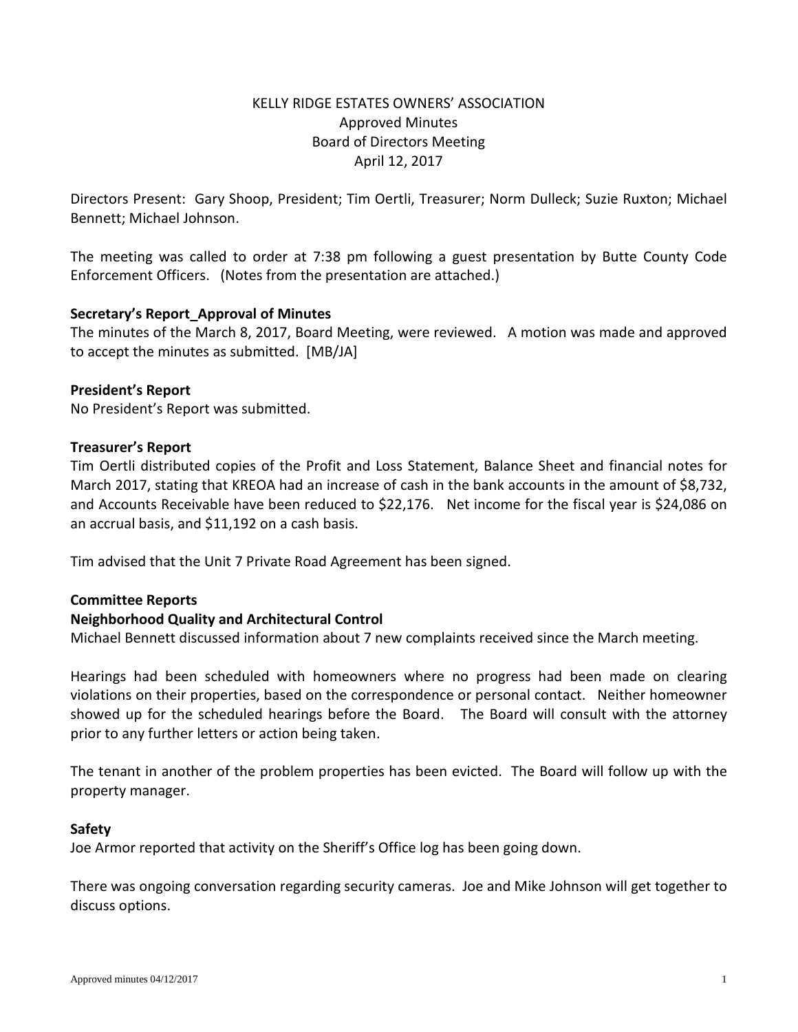# KELLY RIDGE ESTATES OWNERS' ASSOCIATION
## Approved Minutes
## Board of Directors Meeting
## April 12, 2017

Directors Present: Gary Shoop, President; Tim Oertli, Treasurer; Norm Dulleck; Suzie Ruxton; Michael Bennett; Michael Johnson.

The meeting was called to order at 7:38 pm following a guest presentation by Butte County Code Enforcement Officers. (Notes from the presentation are attached.)

**Secretary's Report_Approval of Minutes**

The minutes of the March 8, 2017, Board Meeting, were reviewed. A motion was made and approved to accept the minutes as submitted. [MB/JA]

**President's Report**

No President's Report was submitted.

**Treasurer's Report**

Tim Oertli distributed copies of the Profit and Loss Statement, Balance Sheet and financial notes for March 2017, stating that KREOA had an increase of cash in the bank accounts in the amount of $8,732, and Accounts Receivable have been reduced to $22,176. Net income for the fiscal year is $24,086 on an accrual basis, and $11,192 on a cash basis.

Tim advised that the Unit 7 Private Road Agreement has been signed.

**Committee Reports**

**Neighborhood Quality and Architectural Control**

Michael Bennett discussed information about 7 new complaints received since the March meeting.

Hearings had been scheduled with homeowners where no progress had been made on clearing violations on their properties, based on the correspondence or personal contact. Neither homeowner showed up for the scheduled hearings before the Board. The Board will consult with the attorney prior to any further letters or action being taken.

The tenant in another of the problem properties has been evicted. The Board will follow up with the property manager.

**Safety**

Joe Armor reported that activity on the Sheriff's Office log has been going down.

There was ongoing conversation regarding security cameras. Joe and Mike Johnson will get together to discuss options.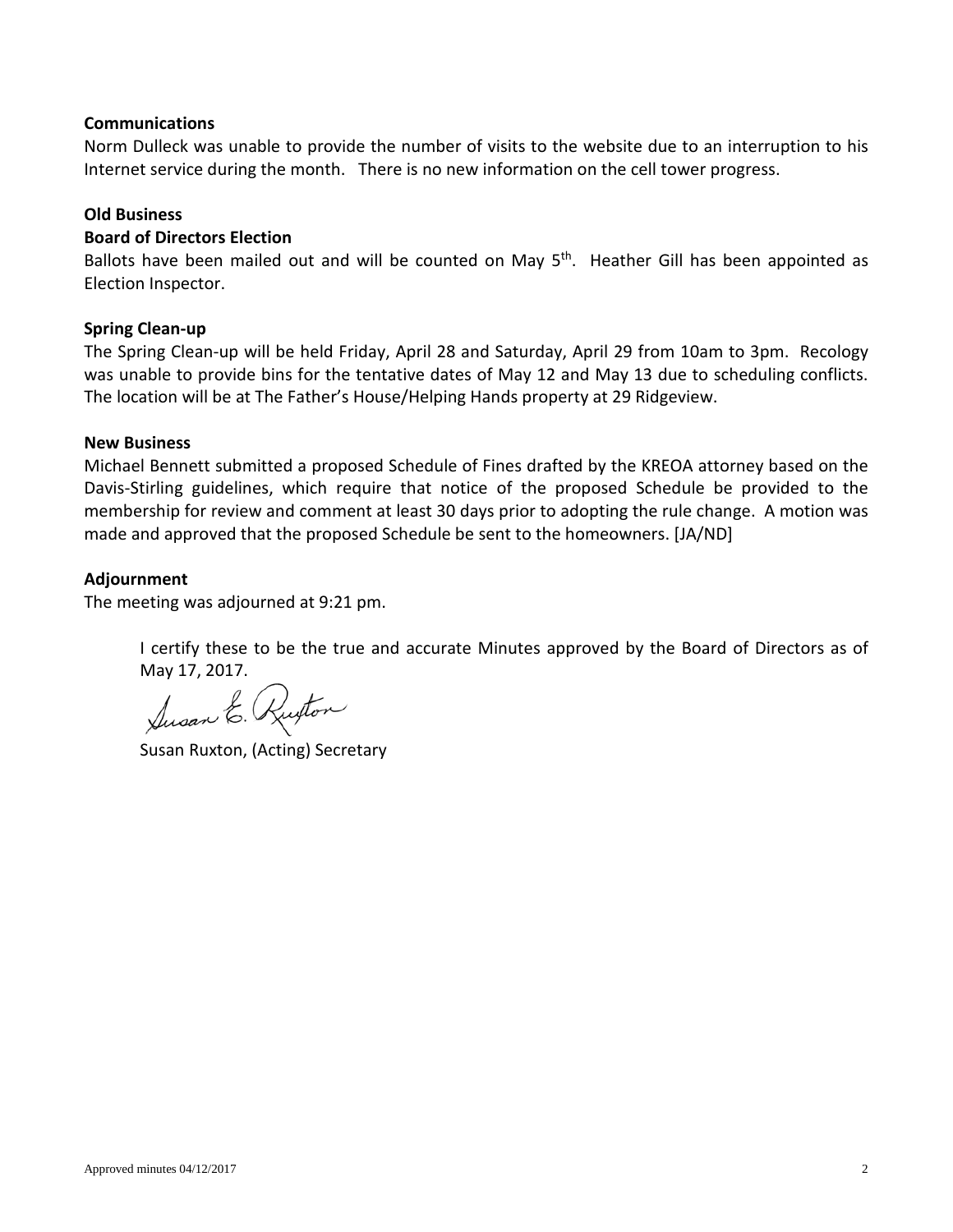**Communications**

Norm Dulleck was unable to provide the number of visits to the website due to an interruption to his Internet service during the month. There is no new information on the cell tower progress.

**Old Business**

**Board of Directors Election**

Ballots have been mailed out and will be counted on May 5th. Heather Gill has been appointed as Election Inspector.

**Spring Clean-up**

The Spring Clean-up will be held Friday, April 28 and Saturday, April 29 from 10am to 3pm. Recology was unable to provide bins for the tentative dates of May 12 and May 13 due to scheduling conflicts. The location will be at The Father's House/Helping Hands property at 29 Ridgeview.

**New Business**

Michael Bennett submitted a proposed Schedule of Fines drafted by the KREOA attorney based on the Davis-Stirling guidelines, which require that notice of the proposed Schedule be provided to the membership for review and comment at least 30 days prior to adopting the rule change. A motion was made and approved that the proposed Schedule be sent to the homeowners. [JA/ND]

**Adjournment**

The meeting was adjourned at 9:21 pm.

I certify these to be the true and accurate Minutes approved by the Board of Directors as of May 17, 2017.

Susan E. Ruxton

Susan Ruxton, (Acting) Secretary

Approved minutes 04/12/2017